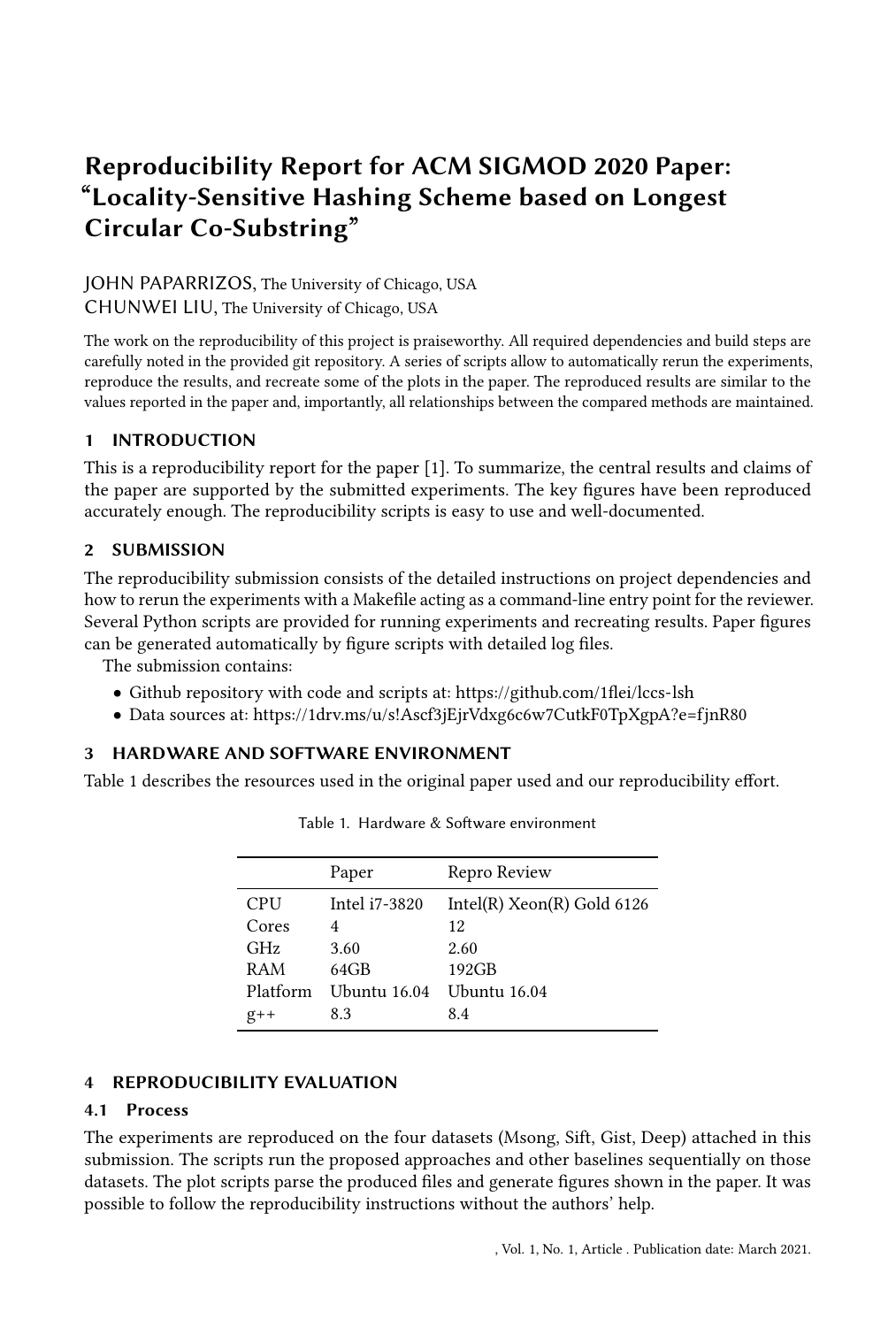# Reproducibility Report for ACM SIGMOD 2020 Paper: "Locality-Sensitive Hashing Scheme based on Longest Circular Co-Substring"

JOHN PAPARRIZOS, The University of Chicago, USA
CHUNWEI LIU, The University of Chicago, USA

The work on the reproducibility of this project is praiseworthy. All required dependencies and build steps are carefully noted in the provided git repository. A series of scripts allow to automatically rerun the experiments, reproduce the results, and recreate some of the plots in the paper. The reproduced results are similar to the values reported in the paper and, importantly, all relationships between the compared methods are maintained.

## 1 INTRODUCTION

This is a reproducibility report for the paper [1]. To summarize, the central results and claims of the paper are supported by the submitted experiments. The key figures have been reproduced accurately enough. The reproducibility scripts is easy to use and well-documented.

## 2 SUBMISSION

The reproducibility submission consists of the detailed instructions on project dependencies and how to rerun the experiments with a Makefile acting as a command-line entry point for the reviewer. Several Python scripts are provided for running experiments and recreating results. Paper figures can be generated automatically by figure scripts with detailed log files.

The submission contains:

- Github repository with code and scripts at: https://github.com/1flei/lccs-lsh
- Data sources at: https://1drv.ms/u/s!Ascf3jEjrVdxg6c6w7CutkF0TpXgpA?e=fjnR80

## 3 HARDWARE AND SOFTWARE ENVIRONMENT

Table 1 describes the resources used in the original paper used and our reproducibility effort.

Table 1. Hardware & Software environment

| | Paper | Repro Review |
|---|---|---|
| CPU | Intel i7-3820 | Intel(R) Xeon(R) Gold 6126 |
| Cores | 4 | 12 |
| GHz | 3.60 | 2.60 |
| RAM | 64GB | 192GB |
| Platform | Ubuntu 16.04 | Ubuntu 16.04 |
| g++ | 8.3 | 8.4 |

## 4 REPRODUCIBILITY EVALUATION

### 4.1 Process

The experiments are reproduced on the four datasets (Msong, Sift, Gist, Deep) attached in this submission. The scripts run the proposed approaches and other baselines sequentially on those datasets. The plot scripts parse the produced files and generate figures shown in the paper. It was possible to follow the reproducibility instructions without the authors' help.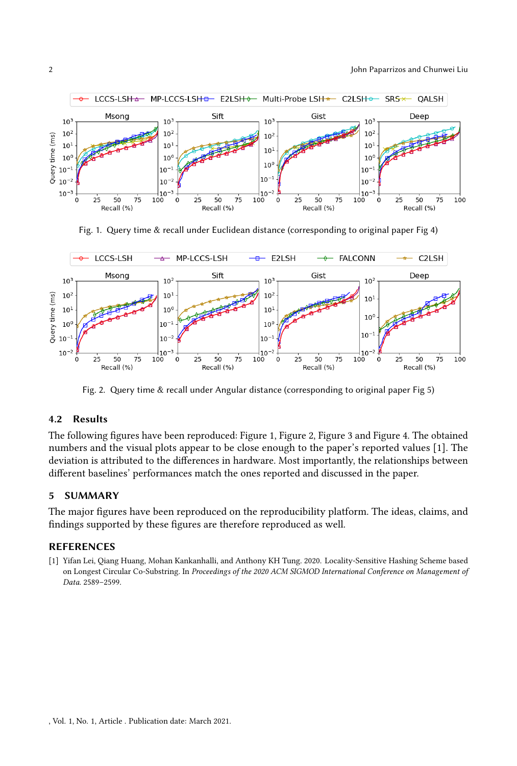LCCS-LSH MP-LCCS-LSH E2LSH Multi-Probe LSH C2LSH SRS QALSH

Msong Sift Gist Deep

Query time (ms)

Recall (%)

Fig. 1. Query time & recall under Euclidean distance (corresponding to original paper Fig 4)

LCCS-LSH MP-LCCS-LSH E2LSH FALCONN C2LSH

Msong Sift Gist Deep

Query time (ms)

Recall (%)

Fig. 2. Query time & recall under Angular distance (corresponding to original paper Fig 5)

### 4.2 Results

The following figures have been reproduced: Figure 1, Figure 2, Figure 3 and Figure 4. The obtained numbers and the visual plots appear to be close enough to the paper's reported values [1]. The deviation is attributed to the differences in hardware. Most importantly, the relationships between different baselines' performances match the ones reported and discussed in the paper.

## 5 SUMMARY

The major figures have been reproduced on the reproducibility platform. The ideas, claims, and findings supported by these figures are therefore reproduced as well.

## REFERENCES

[1] Yifan Lei, Qiang Huang, Mohan Kankanhalli, and Anthony KH Tung. 2020. Locality-Sensitive Hashing Scheme based on Longest Circular Co-Substring. In *Proceedings of the 2020 ACM SIGMOD International Conference on Management of Data*. 2589–2599.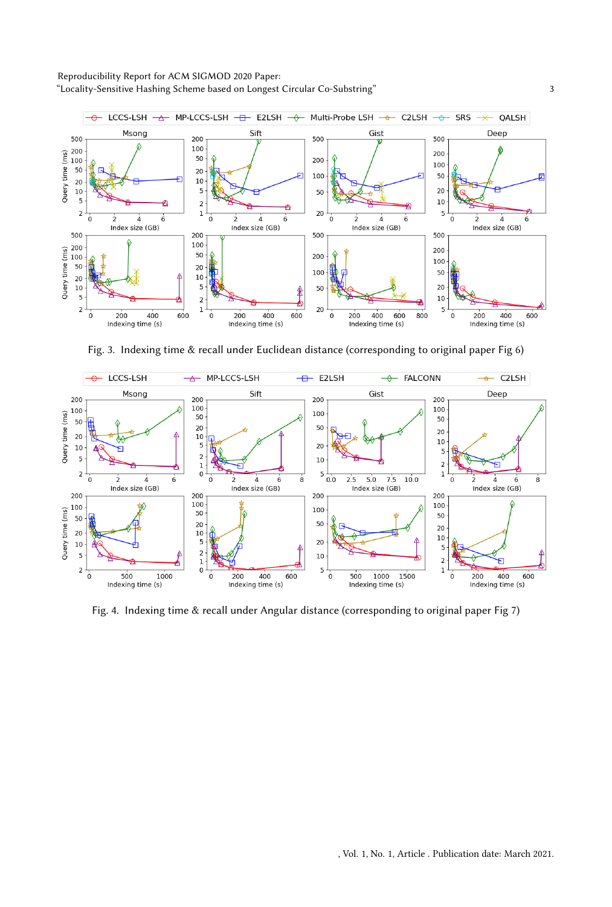LCCS-LSH MP-LCCS-LSH E2LSH Multi-Probe LSH C2LSH SRS QALSH

Msong Sift Gist Deep

Query time (ms)

Index size (GB)

Indexing time (s)

Fig. 3. Indexing time & recall under Euclidean distance (corresponding to original paper Fig 6)

LCCS-LSH MP-LCCS-LSH E2LSH FALCONN C2LSH

Msong Sift Gist Deep

Query time (ms)

Index size (GB)

Indexing time (s)

Fig. 4. Indexing time & recall under Angular distance (corresponding to original paper Fig 7)